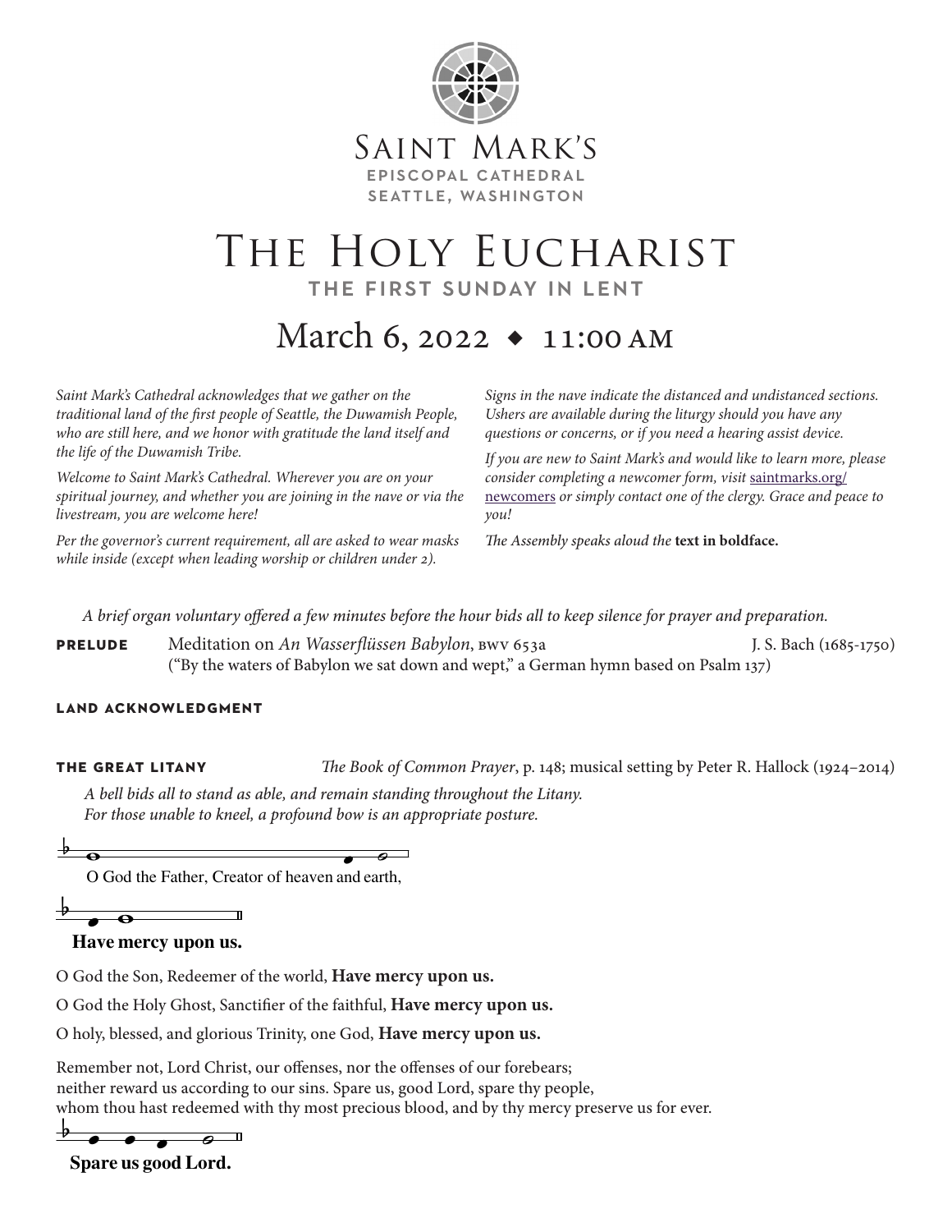Saint Mark's
EPISCOPAL CATHEDRAL
SEATTLE, WASHINGTON

# The Holy Eucharist

## THE FIRST SUNDAY IN LENT

## March 6, 2022 ◆ 11:00 AM

*Saint Mark's Cathedral acknowledges that we gather on the traditional land of the first people of Seattle, the Duwamish People, who are still here, and we honor with gratitude the land itself and the life of the Duwamish Tribe.*

*Welcome to Saint Mark's Cathedral. Wherever you are on your spiritual journey, and whether you are joining in the nave or via the livestream, you are welcome here!*

*Per the governor's current requirement, all are asked to wear masks while inside (except when leading worship or children under 2).*

*Signs in the nave indicate the distanced and undistanced sections. Ushers are available during the liturgy should you have any questions or concerns, or if you need a hearing assist device.*

*If you are new to Saint Mark's and would like to learn more, please consider completing a newcomer form, visit* saintmarks.org/newcomers *or simply contact one of the clergy. Grace and peace to you!*

*The Assembly speaks aloud the* **text in boldface.**

*A brief organ voluntary offered a few minutes before the hour bids all to keep silence for prayer and preparation.*

**PRELUDE** Meditation on *An Wasserflüssen Babylon*, BWV 653a — J. S. Bach (1685-1750)
("By the waters of Babylon we sat down and wept," a German hymn based on Psalm 137)

**LAND ACKNOWLEDGMENT**

**THE GREAT LITANY** *The Book of Common Prayer*, p. 148; musical setting by Peter R. Hallock (1924–2014)

*A bell bids all to stand as able, and remain standing throughout the Litany.*
*For those unable to kneel, a profound bow is an appropriate posture.*

O God the Father, Creator of heaven and earth,

**Have mercy upon us.**

O God the Son, Redeemer of the world, **Have mercy upon us.**

O God the Holy Ghost, Sanctifier of the faithful, **Have mercy upon us.**

O holy, blessed, and glorious Trinity, one God, **Have mercy upon us.**

Remember not, Lord Christ, our offenses, nor the offenses of our forebears;
neither reward us according to our sins. Spare us, good Lord, spare thy people,
whom thou hast redeemed with thy most precious blood, and by thy mercy preserve us for ever.

**Spare us good Lord.**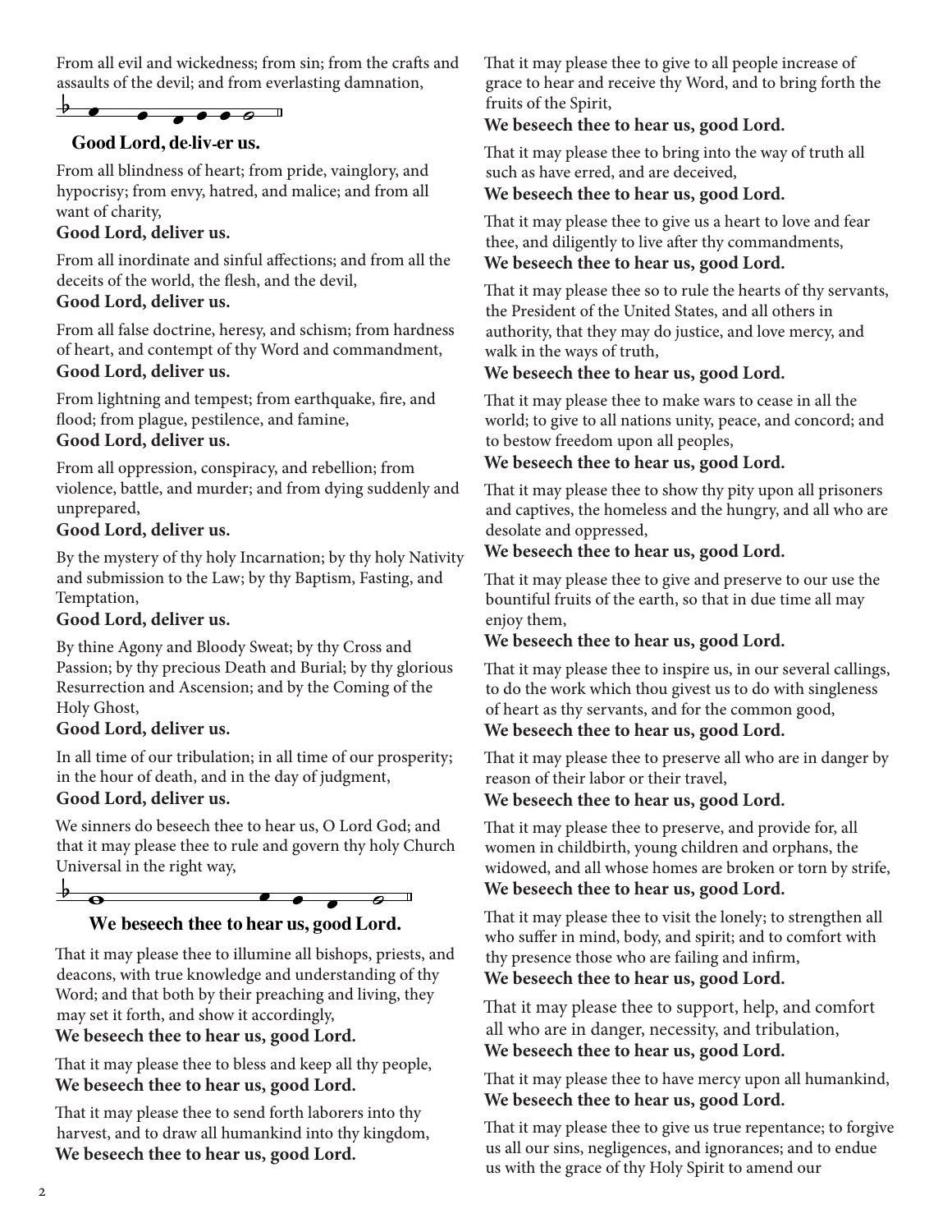From all evil and wickedness; from sin; from the crafts and assaults of the devil; and from everlasting damnation,

**Good Lord, de-liv-er us.**

From all blindness of heart; from pride, vainglory, and hypocrisy; from envy, hatred, and malice; and from all want of charity,
**Good Lord, deliver us.**

From all inordinate and sinful affections; and from all the deceits of the world, the flesh, and the devil,
**Good Lord, deliver us.**

From all false doctrine, heresy, and schism; from hardness of heart, and contempt of thy Word and commandment,
**Good Lord, deliver us.**

From lightning and tempest; from earthquake, fire, and flood; from plague, pestilence, and famine,
**Good Lord, deliver us.**

From all oppression, conspiracy, and rebellion; from violence, battle, and murder; and from dying suddenly and unprepared,
**Good Lord, deliver us.**

By the mystery of thy holy Incarnation; by thy holy Nativity and submission to the Law; by thy Baptism, Fasting, and Temptation,
**Good Lord, deliver us.**

By thine Agony and Bloody Sweat; by thy Cross and Passion; by thy precious Death and Burial; by thy glorious Resurrection and Ascension; and by the Coming of the Holy Ghost,
**Good Lord, deliver us.**

In all time of our tribulation; in all time of our prosperity; in the hour of death, and in the day of judgment,
**Good Lord, deliver us.**

We sinners do beseech thee to hear us, O Lord God; and that it may please thee to rule and govern thy holy Church Universal in the right way,

**We beseech thee to hear us, good Lord.**

That it may please thee to illumine all bishops, priests, and deacons, with true knowledge and understanding of thy Word; and that both by their preaching and living, they may set it forth, and show it accordingly,
**We beseech thee to hear us, good Lord.**

That it may please thee to bless and keep all thy people,
**We beseech thee to hear us, good Lord.**

That it may please thee to send forth laborers into thy harvest, and to draw all humankind into thy kingdom,
**We beseech thee to hear us, good Lord.**

That it may please thee to give to all people increase of grace to hear and receive thy Word, and to bring forth the fruits of the Spirit,
**We beseech thee to hear us, good Lord.**

That it may please thee to bring into the way of truth all such as have erred, and are deceived,
**We beseech thee to hear us, good Lord.**

That it may please thee to give us a heart to love and fear thee, and diligently to live after thy commandments,
**We beseech thee to hear us, good Lord.**

That it may please thee so to rule the hearts of thy servants, the President of the United States, and all others in authority, that they may do justice, and love mercy, and walk in the ways of truth,
**We beseech thee to hear us, good Lord.**

That it may please thee to make wars to cease in all the world; to give to all nations unity, peace, and concord; and to bestow freedom upon all peoples,
**We beseech thee to hear us, good Lord.**

That it may please thee to show thy pity upon all prisoners and captives, the homeless and the hungry, and all who are desolate and oppressed,
**We beseech thee to hear us, good Lord.**

That it may please thee to give and preserve to our use the bountiful fruits of the earth, so that in due time all may enjoy them,
**We beseech thee to hear us, good Lord.**

That it may please thee to inspire us, in our several callings, to do the work which thou givest us to do with singleness of heart as thy servants, and for the common good,
**We beseech thee to hear us, good Lord.**

That it may please thee to preserve all who are in danger by reason of their labor or their travel,
**We beseech thee to hear us, good Lord.**

That it may please thee to preserve, and provide for, all women in childbirth, young children and orphans, the widowed, and all whose homes are broken or torn by strife,
**We beseech thee to hear us, good Lord.**

That it may please thee to visit the lonely; to strengthen all who suffer in mind, body, and spirit; and to comfort with thy presence those who are failing and infirm,
**We beseech thee to hear us, good Lord.**

That it may please thee to support, help, and comfort all who are in danger, necessity, and tribulation,
**We beseech thee to hear us, good Lord.**

That it may please thee to have mercy upon all humankind,
**We beseech thee to hear us, good Lord.**

That it may please thee to give us true repentance; to forgive us all our sins, negligences, and ignorances; and to endue us with the grace of thy Holy Spirit to amend our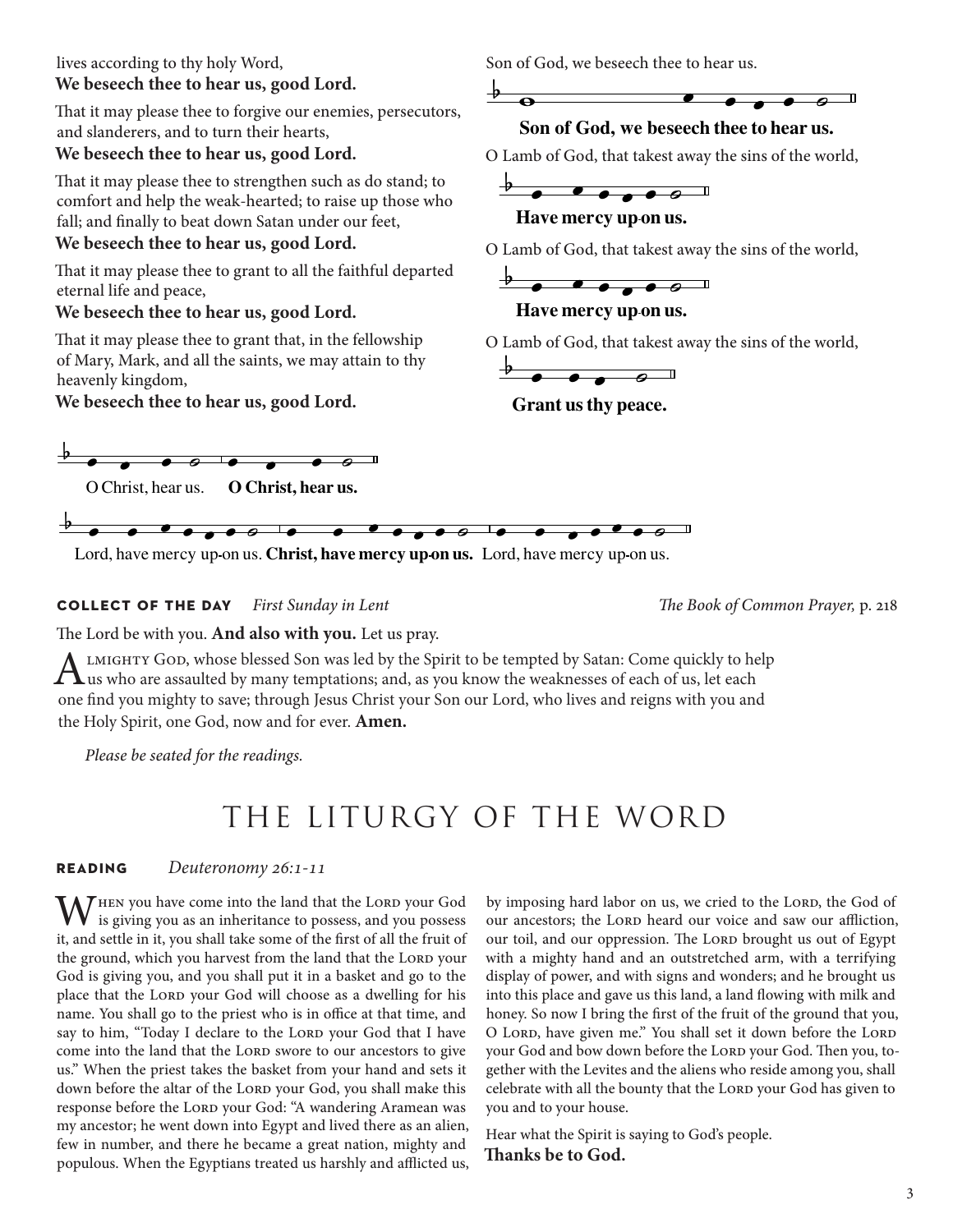lives according to thy holy Word,
**We beseech thee to hear us, good Lord.**

That it may please thee to forgive our enemies, persecutors, and slanderers, and to turn their hearts,
**We beseech thee to hear us, good Lord.**

That it may please thee to strengthen such as do stand; to comfort and help the weak-hearted; to raise up those who fall; and finally to beat down Satan under our feet,
**We beseech thee to hear us, good Lord.**

That it may please thee to grant to all the faithful departed eternal life and peace,
**We beseech thee to hear us, good Lord.**

That it may please thee to grant that, in the fellowship of Mary, Mark, and all the saints, we may attain to thy heavenly kingdom,
**We beseech thee to hear us, good Lord.**

Son of God, we beseech thee to hear us.
**Son of God, we beseech thee to hear us.**

O Lamb of God, that takest away the sins of the world,
**Have mercy up-on us.**

O Lamb of God, that takest away the sins of the world,
**Have mercy up-on us.**

O Lamb of God, that takest away the sins of the world,
**Grant us thy peace.**

O Christ, hear us. **O Christ, hear us.**

Lord, have mercy up-on us. **Christ, have mercy up-on us.** Lord, have mercy up-on us.

**COLLECT OF THE DAY** *First Sunday in Lent* — *The Book of Common Prayer,* p. 218

The Lord be with you. **And also with you.** Let us pray.

Almighty God, whose blessed Son was led by the Spirit to be tempted by Satan: Come quickly to help us who are assaulted by many temptations; and, as you know the weaknesses of each of us, let each one find you mighty to save; through Jesus Christ your Son our Lord, who lives and reigns with you and the Holy Spirit, one God, now and for ever. **Amen.**

*Please be seated for the readings.*

# THE LITURGY OF THE WORD

**READING** *Deuteronomy 26:1-11*

When you have come into the land that the Lord your God is giving you as an inheritance to possess, and you possess it, and settle in it, you shall take some of the first of all the fruit of the ground, which you harvest from the land that the Lord your God is giving you, and you shall put it in a basket and go to the place that the Lord your God will choose as a dwelling for his name. You shall go to the priest who is in office at that time, and say to him, "Today I declare to the Lord your God that I have come into the land that the Lord swore to our ancestors to give us." When the priest takes the basket from your hand and sets it down before the altar of the Lord your God, you shall make this response before the Lord your God: "A wandering Aramean was my ancestor; he went down into Egypt and lived there as an alien, few in number, and there he became a great nation, mighty and populous. When the Egyptians treated us harshly and afflicted us, by imposing hard labor on us, we cried to the Lord, the God of our ancestors; the Lord heard our voice and saw our affliction, our toil, and our oppression. The Lord brought us out of Egypt with a mighty hand and an outstretched arm, with a terrifying display of power, and with signs and wonders; and he brought us into this place and gave us this land, a land flowing with milk and honey. So now I bring the first of the fruit of the ground that you, O Lord, have given me." You shall set it down before the Lord your God and bow down before the Lord your God. Then you, together with the Levites and the aliens who reside among you, shall celebrate with all the bounty that the Lord your God has given to you and to your house.

Hear what the Spirit is saying to God's people.
**Thanks be to God.**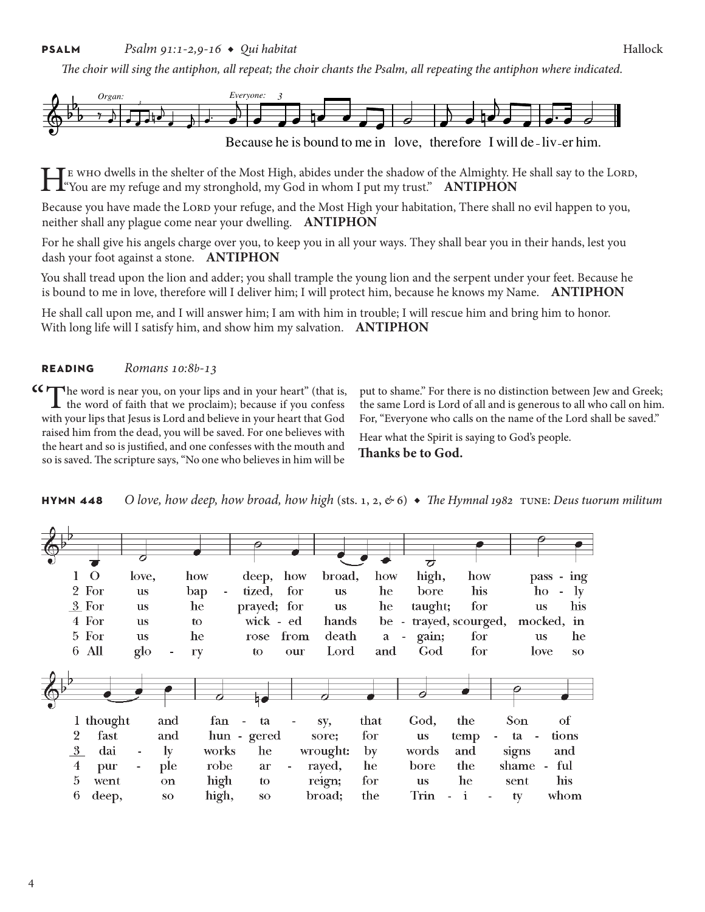**PSALM** *Psalm 91:1-2,9-16* ◆ *Qui habitat* Hallock

*The choir will sing the antiphon, all repeat; the choir chants the Psalm, all repeating the antiphon where indicated.*

*Organ:* *Everyone:*

Because he is bound to me in love, therefore I will de-liv-er him.

He who dwells in the shelter of the Most High, abides under the shadow of the Almighty. He shall say to the Lord, "You are my refuge and my stronghold, my God in whom I put my trust." **ANTIPHON**

Because you have made the Lord your refuge, and the Most High your habitation, There shall no evil happen to you, neither shall any plague come near your dwelling. **ANTIPHON**

For he shall give his angels charge over you, to keep you in all your ways. They shall bear you in their hands, lest you dash your foot against a stone. **ANTIPHON**

You shall tread upon the lion and adder; you shall trample the young lion and the serpent under your feet. Because he is bound to me in love, therefore will I deliver him; I will protect him, because he knows my Name. **ANTIPHON**

He shall call upon me, and I will answer him; I am with him in trouble; I will rescue him and bring him to honor. With long life will I satisfy him, and show him my salvation. **ANTIPHON**

**READING** *Romans 10:8b-13*

"The word is near you, on your lips and in your heart" (that is, the word of faith that we proclaim); because if you confess with your lips that Jesus is Lord and believe in your heart that God raised him from the dead, you will be saved. For one believes with the heart and so is justified, and one confesses with the mouth and so is saved. The scripture says, "No one who believes in him will be put to shame." For there is no distinction between Jew and Greek; the same Lord is Lord of all and is generous to all who call on him. For, "Everyone who calls on the name of the Lord shall be saved."

Hear what the Spirit is saying to God's people.

**Thanks be to God.**

**HYMN 448** *O love, how deep, how broad, how high* (sts. 1, 2, & 6) ◆ *The Hymnal 1982* TUNE: *Deus tuorum militum*

1 O love, how deep, how broad, how high, how passing thought and fantasy, that God, the Son of

2 For us baptized, for us he bore his holy fast and hungered sore; for us temptations

3 For us he prayed; for us he taught; for us his daily works he wrought: by words and signs and

4 For us to wicked hands betrayed, scourged, mocked, in purple robe arrayed, he bore the shameful

5 For us he rose from death again; for us he went on high to reign; for us he sent his

6 All glory to our Lord and God for love so deep, so high, so broad; the Trinity whom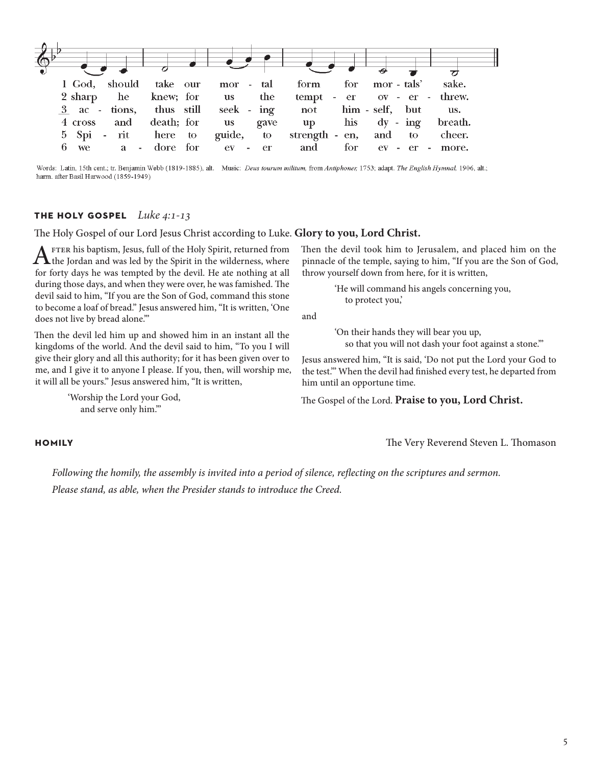1 God, should take our mor - tal form for mor - tals' sake.
2 sharp he knew; for us the tempt - er ov - er - threw.
3 ac - tions, thus still seek - ing not him - self, but us.
4 cross and death; for us gave up his dy - ing breath.
5 Spi - rit here to guide, to strength - en, and to cheer.
6 we a - dore for ev - er and for ev - er - more.

Words: Latin, 15th cent.; tr. Benjamin Webb (1819-1885), alt. Music: *Deus tourum militum,* from *Antiphoner,* 1753; adapt. *The English Hymnal,* 1906, alt.; harm. after Basil Harwood (1859-1949)

## THE HOLY GOSPEL *Luke 4:1-13*

The Holy Gospel of our Lord Jesus Christ according to Luke. **Glory to you, Lord Christ.**

After his baptism, Jesus, full of the Holy Spirit, returned from the Jordan and was led by the Spirit in the wilderness, where for forty days he was tempted by the devil. He ate nothing at all during those days, and when they were over, he was famished. The devil said to him, "If you are the Son of God, command this stone to become a loaf of bread." Jesus answered him, "It is written, 'One does not live by bread alone.'"

Then the devil led him up and showed him in an instant all the kingdoms of the world. And the devil said to him, "To you I will give their glory and all this authority; for it has been given over to me, and I give it to anyone I please. If you, then, will worship me, it will all be yours." Jesus answered him, "It is written,

> 'Worship the Lord your God,
> and serve only him.'"

Then the devil took him to Jerusalem, and placed him on the pinnacle of the temple, saying to him, "If you are the Son of God, throw yourself down from here, for it is written,

> 'He will command his angels concerning you,
> to protect you,'

and

> 'On their hands they will bear you up,
> so that you will not dash your foot against a stone.'"

Jesus answered him, "It is said, 'Do not put the Lord your God to the test.'" When the devil had finished every test, he departed from him until an opportune time.

The Gospel of the Lord. **Praise to you, Lord Christ.**

## HOMILY

The Very Reverend Steven L. Thomason

*Following the homily, the assembly is invited into a period of silence, reflecting on the scriptures and sermon.*
*Please stand, as able, when the Presider stands to introduce the Creed.*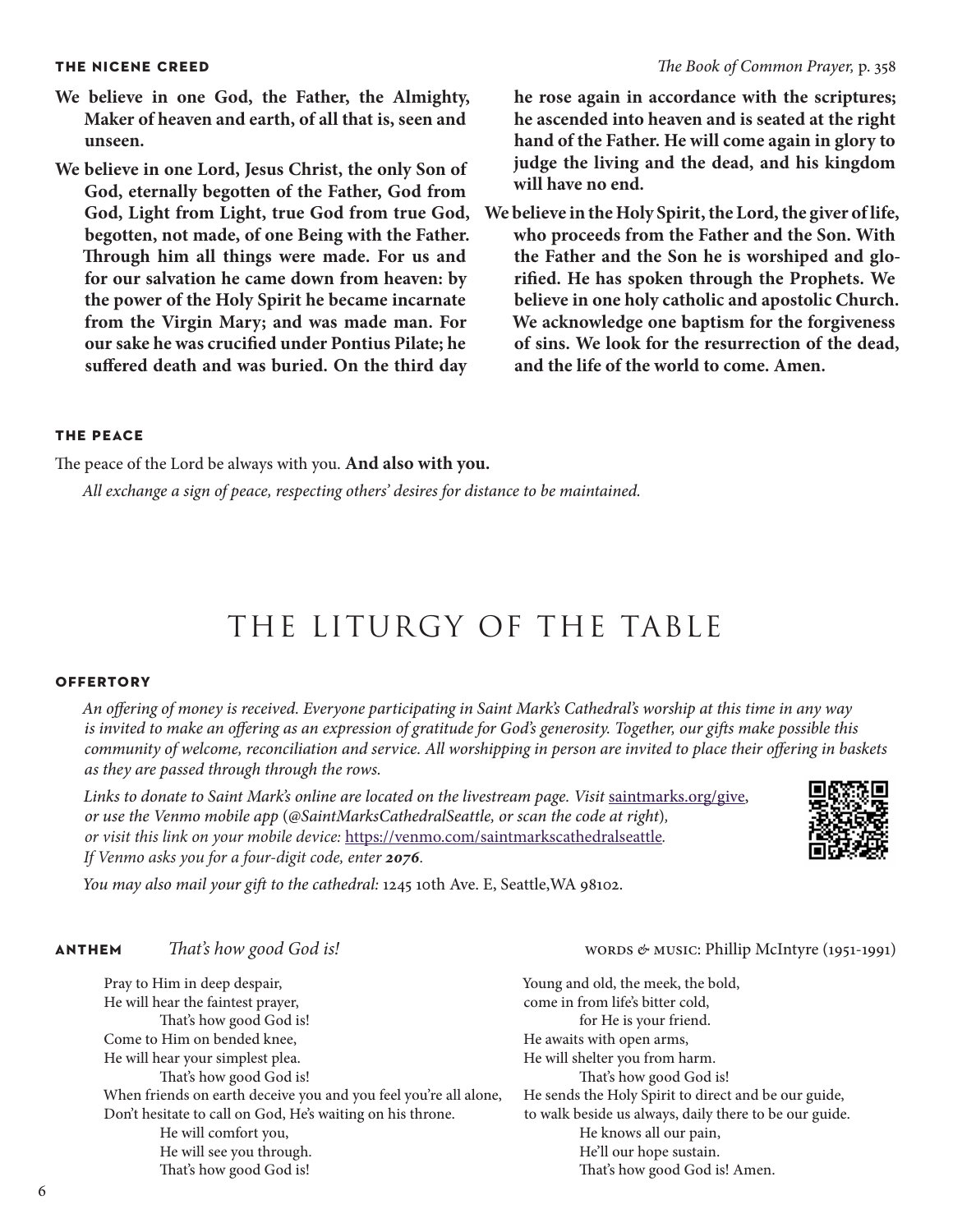### THE NICENE CREED

*The Book of Common Prayer,* p. 358

**We believe in one God, the Father, the Almighty, Maker of heaven and earth, of all that is, seen and unseen.**

**We believe in one Lord, Jesus Christ, the only Son of God, eternally begotten of the Father, God from God, Light from Light, true God from true God, begotten, not made, of one Being with the Father. Through him all things were made. For us and for our salvation he came down from heaven: by the power of the Holy Spirit he became incarnate from the Virgin Mary; and was made man. For our sake he was crucified under Pontius Pilate; he suffered death and was buried. On the third day he rose again in accordance with the scriptures; he ascended into heaven and is seated at the right hand of the Father. He will come again in glory to judge the living and the dead, and his kingdom will have no end.**

**We believe in the Holy Spirit, the Lord, the giver of life, who proceeds from the Father and the Son. With the Father and the Son he is worshiped and glorified. He has spoken through the Prophets. We believe in one holy catholic and apostolic Church. We acknowledge one baptism for the forgiveness of sins. We look for the resurrection of the dead, and the life of the world to come. Amen.**

### THE PEACE

The peace of the Lord be always with you. **And also with you.**

*All exchange a sign of peace, respecting others' desires for distance to be maintained.*

# THE LITURGY OF THE TABLE

### OFFERTORY

*An offering of money is received. Everyone participating in Saint Mark's Cathedral's worship at this time in any way is invited to make an offering as an expression of gratitude for God's generosity. Together, our gifts make possible this community of welcome, reconciliation and service. All worshipping in person are invited to place their offering in baskets as they are passed through through the rows.*

*Links to donate to Saint Mark's online are located on the livestream page. Visit* saintmarks.org/give, *or use the Venmo mobile app (@SaintMarksCathedralSeattle, or scan the code at right), or visit this link on your mobile device:* https://venmo.com/saintmarkscathedralseattle. *If Venmo asks you for a four-digit code, enter* ***2076****.*

*You may also mail your gift to the cathedral:* 1245 10th Ave. E, Seattle,WA 98102.

### ANTHEM *That's how good God is!*

WORDS & MUSIC: Phillip McIntyre (1951-1991)

Pray to Him in deep despair,
He will hear the faintest prayer,
That's how good God is!
Come to Him on bended knee,
He will hear your simplest plea.
That's how good God is!
When friends on earth deceive you and you feel you're all alone,
Don't hesitate to call on God, He's waiting on his throne.
He will comfort you,
He will see you through.
That's how good God is!

Young and old, the meek, the bold,
come in from life's bitter cold,
for He is your friend.
He awaits with open arms,
He will shelter you from harm.
That's how good God is!
He sends the Holy Spirit to direct and be our guide,
to walk beside us always, daily there to be our guide.
He knows all our pain,
He'll our hope sustain.
That's how good God is! Amen.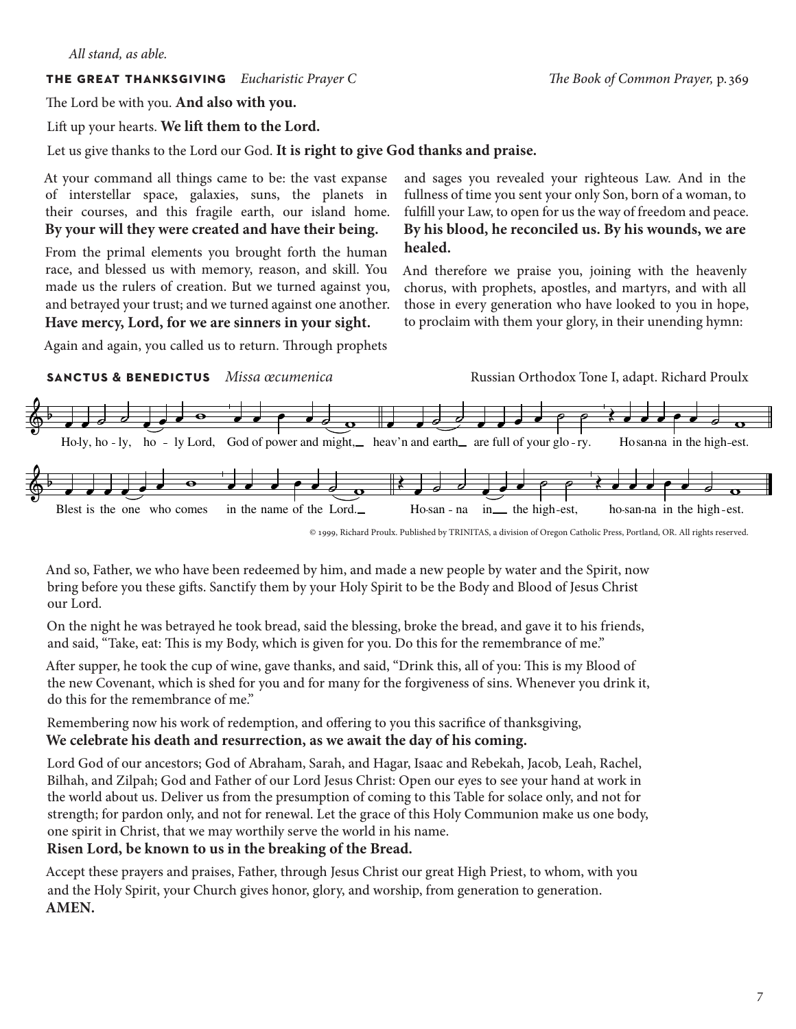*All stand, as able.*

**THE GREAT THANKSGIVING** *Eucharistic Prayer C* *The Book of Common Prayer,* p. 369

The Lord be with you. **And also with you.**

Lift up your hearts. **We lift them to the Lord.**

Let us give thanks to the Lord our God. **It is right to give God thanks and praise.**

At your command all things came to be: the vast expanse of interstellar space, galaxies, suns, the planets in their courses, and this fragile earth, our island home. **By your will they were created and have their being.**

From the primal elements you brought forth the human race, and blessed us with memory, reason, and skill. You made us the rulers of creation. But we turned against you, and betrayed your trust; and we turned against one another. **Have mercy, Lord, for we are sinners in your sight.**

Again and again, you called us to return. Through prophets and sages you revealed your righteous Law. And in the fullness of time you sent your only Son, born of a woman, to fulfill your Law, to open for us the way of freedom and peace. **By his blood, he reconciled us. By his wounds, we are healed.**

And therefore we praise you, joining with the heavenly chorus, with prophets, apostles, and martyrs, and with all those in every generation who have looked to you in hope, to proclaim with them your glory, in their unending hymn:

**SANCTUS & BENEDICTUS** *Missa œcumenica* Russian Orthodox Tone I, adapt. Richard Proulx

Ho-ly, ho - ly, ho - ly Lord, God of power and might, heav'n and earth are full of your glo - ry. Ho-san-na in the high-est.

Blest is the one who comes in the name of the Lord. Ho-san - na in the high-est, ho-san-na in the high-est.

© 1999, Richard Proulx. Published by TRINITAS, a division of Oregon Catholic Press, Portland, OR. All rights reserved.

And so, Father, we who have been redeemed by him, and made a new people by water and the Spirit, now bring before you these gifts. Sanctify them by your Holy Spirit to be the Body and Blood of Jesus Christ our Lord.

On the night he was betrayed he took bread, said the blessing, broke the bread, and gave it to his friends, and said, "Take, eat: This is my Body, which is given for you. Do this for the remembrance of me."

After supper, he took the cup of wine, gave thanks, and said, "Drink this, all of you: This is my Blood of the new Covenant, which is shed for you and for many for the forgiveness of sins. Whenever you drink it, do this for the remembrance of me."

Remembering now his work of redemption, and offering to you this sacrifice of thanksgiving,
**We celebrate his death and resurrection, as we await the day of his coming.**

Lord God of our ancestors; God of Abraham, Sarah, and Hagar, Isaac and Rebekah, Jacob, Leah, Rachel, Bilhah, and Zilpah; God and Father of our Lord Jesus Christ: Open our eyes to see your hand at work in the world about us. Deliver us from the presumption of coming to this Table for solace only, and not for strength; for pardon only, and not for renewal. Let the grace of this Holy Communion make us one body, one spirit in Christ, that we may worthily serve the world in his name.
**Risen Lord, be known to us in the breaking of the Bread.**

Accept these prayers and praises, Father, through Jesus Christ our great High Priest, to whom, with you and the Holy Spirit, your Church gives honor, glory, and worship, from generation to generation.
**AMEN.**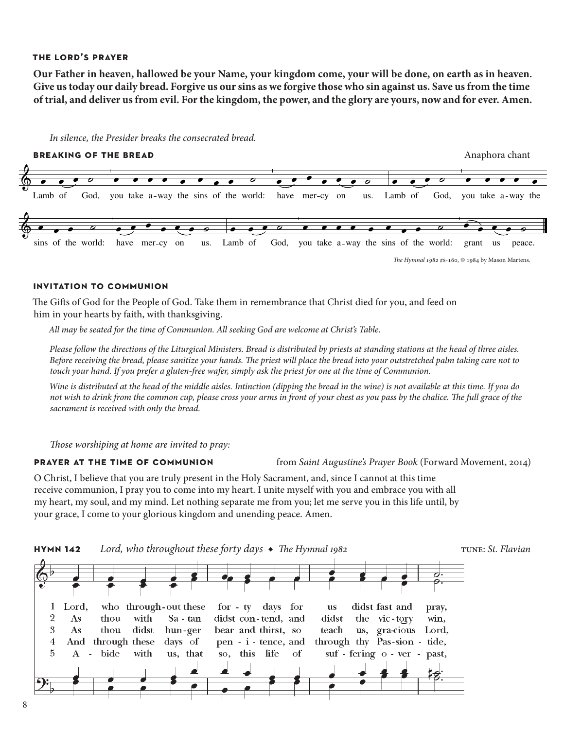### THE LORD'S PRAYER

**Our Father in heaven, hallowed be your Name, your kingdom come, your will be done, on earth as in heaven. Give us today our daily bread. Forgive us our sins as we forgive those who sin against us. Save us from the time of trial, and deliver us from evil. For the kingdom, the power, and the glory are yours, now and for ever. Amen.**

*In silence, the Presider breaks the consecrated bread.*

### BREAKING OF THE BREAD

Anaphora chant

Lamb of God, you take a-way the sins of the world: have mer-cy on us. Lamb of God, you take a-way the sins of the world: have mer-cy on us. Lamb of God, you take a-way the sins of the world: grant us peace.

*The Hymnal 1982* #s-160, © 1984 by Mason Martens.

### INVITATION TO COMMUNION

The Gifts of God for the People of God. Take them in remembrance that Christ died for you, and feed on him in your hearts by faith, with thanksgiving.

*All may be seated for the time of Communion. All seeking God are welcome at Christ's Table.*

*Please follow the directions of the Liturgical Ministers. Bread is distributed by priests at standing stations at the head of three aisles. Before receiving the bread, please sanitize your hands. The priest will place the bread into your outstretched palm taking care not to touch your hand. If you prefer a gluten-free wafer, simply ask the priest for one at the time of Communion.*

*Wine is distributed at the head of the middle aisles. Intinction (dipping the bread in the wine) is not available at this time. If you do not wish to drink from the common cup, please cross your arms in front of your chest as you pass by the chalice. The full grace of the sacrament is received with only the bread.*

*Those worshiping at home are invited to pray:*

### PRAYER AT THE TIME OF COMMUNION

from *Saint Augustine's Prayer Book* (Forward Movement, 2014)

O Christ, I believe that you are truly present in the Holy Sacrament, and, since I cannot at this time receive communion, I pray you to come into my heart. I unite myself with you and embrace you with all my heart, my soul, and my mind. Let nothing separate me from you; let me serve you in this life until, by your grace, I come to your glorious kingdom and unending peace. Amen.

### HYMN 142

*Lord, who throughout these forty days* ◆ *The Hymnal 1982*

TUNE: *St. Flavian*

1 Lord, who through-out these for-ty days for us didst fast and pray,
2 As thou with Sa-tan didst con-tend, and didst the vic-tory win,
3 As thou didst hun-ger bear and thirst, so teach us, gra-cious Lord,
4 And through these days of pen-i-tence, and through thy Pas-sion-tide,
5 A-bide with us, that so, this life of suf-fering o-ver-past,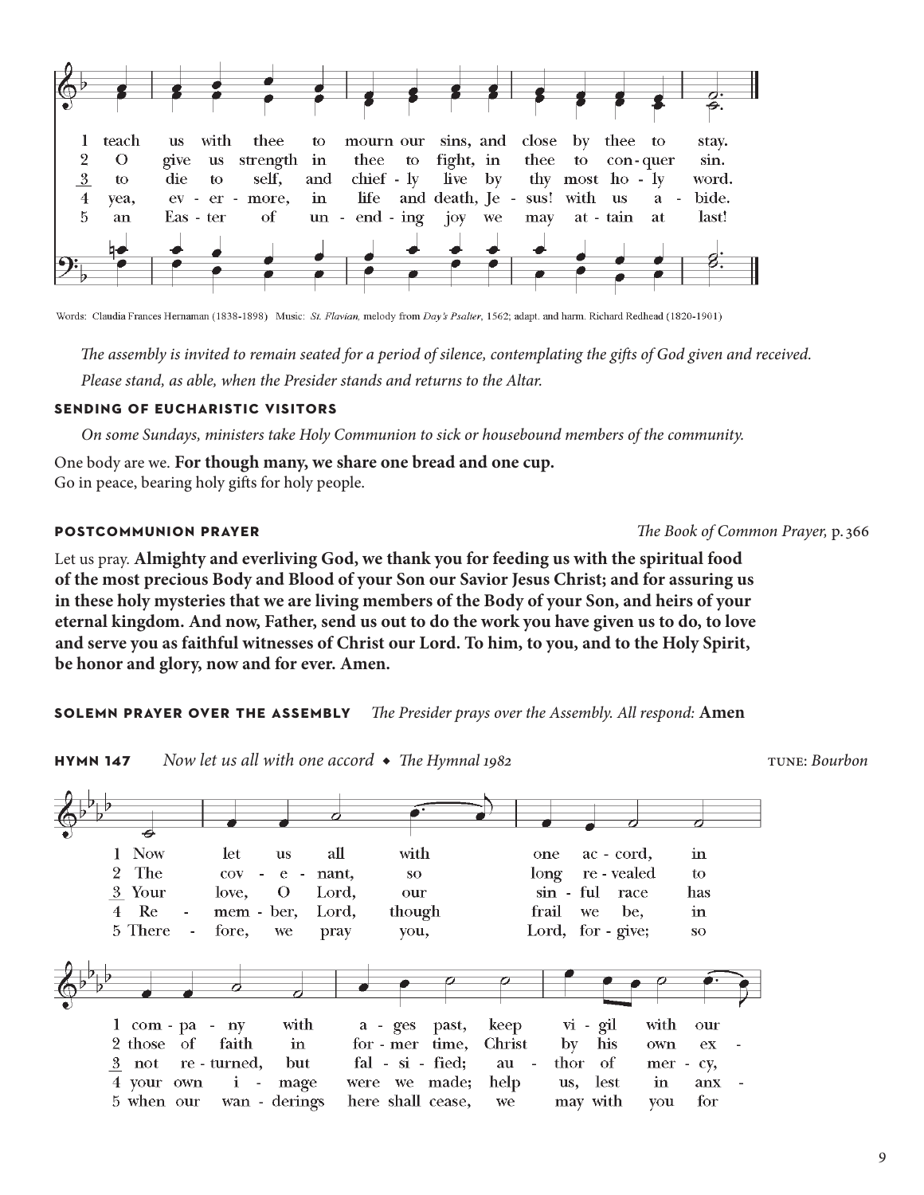1 teach us with thee to mourn our sins, and close by thee to stay.
2 O give us strength in thee to fight, in thee to con-quer sin.
3 to die to self, and chief-ly live by thy most ho-ly word.
4 yea, ev-er-more, in life and death, Je-sus! with us a-bide.
5 an Eas-ter of un-end-ing joy we may at-tain at last!

Words: Claudia Frances Hernaman (1838-1898) Music: *St. Flavian,* melody from *Day's Psalter,* 1562; adapt. and harm. Richard Redhead (1820-1901)

*The assembly is invited to remain seated for a period of silence, contemplating the gifts of God given and received.*

*Please stand, as able, when the Presider stands and returns to the Altar.*

### SENDING OF EUCHARISTIC VISITORS

*On some Sundays, ministers take Holy Communion to sick or housebound members of the community.*

One body are we. **For though many, we share one bread and one cup.**
Go in peace, bearing holy gifts for holy people.

### POSTCOMMUNION PRAYER

*The Book of Common Prayer,* p. 366

Let us pray. **Almighty and everliving God, we thank you for feeding us with the spiritual food of the most precious Body and Blood of your Son our Savior Jesus Christ; and for assuring us in these holy mysteries that we are living members of the Body of your Son, and heirs of your eternal kingdom. And now, Father, send us out to do the work you have given us to do, to love and serve you as faithful witnesses of Christ our Lord. To him, to you, and to the Holy Spirit, be honor and glory, now and for ever. Amen.**

### SOLEMN PRAYER OVER THE ASSEMBLY

*The Presider prays over the Assembly. All respond:* **Amen**

### HYMN 147

*Now let us all with one accord* ◆ *The Hymnal 1982*

TUNE: *Bourbon*

1 Now let us all with one ac-cord, in com-pa-ny with a-ges past, keep vi-gil with our
2 The cov-e-nant, so long re-vealed to those of faith in for-mer time, Christ by his own ex-
3 Your love, O Lord, our sin-ful race has not re-turned, but fal-si-fied; au-thor of mer-cy,
4 Re-mem-ber, Lord, though frail we be, in your own i-mage were we made; help us, lest in anx-
5 There-fore, we pray you, Lord, for-give; so when our wan-derings here shall cease, we may with you for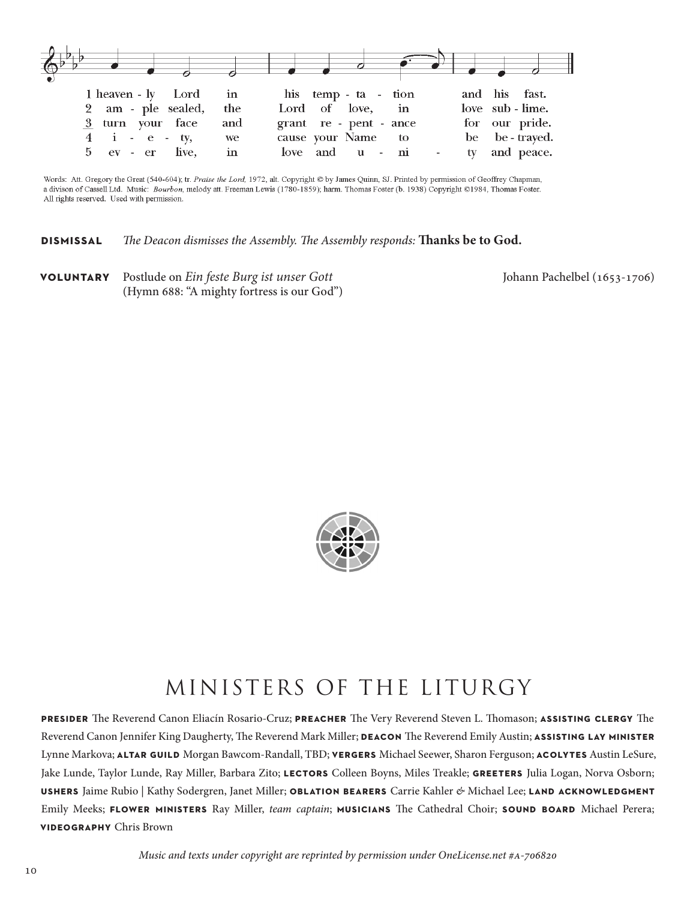1 heaven - ly Lord in his temp - ta - tion and his fast.
2 am - ple sealed, the Lord of love, in love sub - lime.
3 turn your face and grant re - pent - ance for our pride.
4 i - e - ty, we cause your Name to be be - trayed.
5 ev - er live, in love and u - ni - ty and peace.

Words: Att. Gregory the Great (540-604); tr. *Praise the Lord,* 1972, alt. Copyright © by James Quinn, SJ. Printed by permission of Geoffrey Chapman, a divison of Cassell Ltd. Music: *Bourbon,* melody att. Freeman Lewis (1780-1859); harm. Thomas Foster (b. 1938) Copyright ©1984, Thomas Foster. All rights reserved. Used with permission.

**DISMISSAL** *The Deacon dismisses the Assembly. The Assembly responds:* **Thanks be to God.**

**VOLUNTARY** Postlude on *Ein feste Burg ist unser Gott* (Hymn 688: "A mighty fortress is our God") — Johann Pachelbel (1653-1706)

# MINISTERS OF THE LITURGY

**PRESIDER** The Reverend Canon Eliacín Rosario-Cruz; **PREACHER** The Very Reverend Steven L. Thomason; **ASSISTING CLERGY** The Reverend Canon Jennifer King Daugherty, The Reverend Mark Miller; **DEACON** The Reverend Emily Austin; **ASSISTING LAY MINISTER** Lynne Markova; **ALTAR GUILD** Morgan Bawcom-Randall, TBD; **VERGERS** Michael Seewer, Sharon Ferguson; **ACOLYTES** Austin LeSure, Jake Lunde, Taylor Lunde, Ray Miller, Barbara Zito; **LECTORS** Colleen Boyns, Miles Treakle; **GREETERS** Julia Logan, Norva Osborn; **USHERS** Jaime Rubio | Kathy Sodergren, Janet Miller; **OBLATION BEARERS** Carrie Kahler *&* Michael Lee; **LAND ACKNOWLEDGMENT** Emily Meeks; **FLOWER MINISTERS** Ray Miller, *team captain*; **MUSICIANS** The Cathedral Choir; **SOUND BOARD** Michael Perera; **VIDEOGRAPHY** Chris Brown

*Music and texts under copyright are reprinted by permission under OneLicense.net #A-706820*